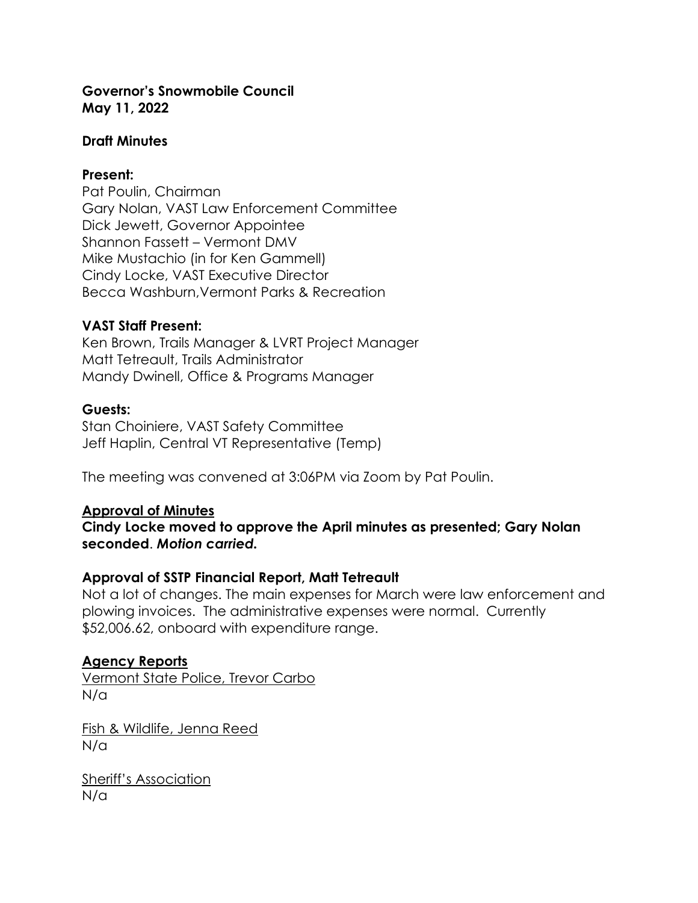**Governor's Snowmobile Council**
**May 11, 2022**

**Draft Minutes**

**Present:**
Pat Poulin, Chairman
Gary Nolan, VAST Law Enforcement Committee
Dick Jewett, Governor Appointee
Shannon Fassett – Vermont DMV
Mike Mustachio (in for Ken Gammell)
Cindy Locke, VAST Executive Director
Becca Washburn,Vermont Parks & Recreation

**VAST Staff Present:**
Ken Brown, Trails Manager & LVRT Project Manager
Matt Tetreault, Trails Administrator
Mandy Dwinell, Office & Programs Manager

**Guests:**
Stan Choiniere, VAST Safety Committee
Jeff Haplin, Central VT Representative (Temp)

The meeting was convened at 3:06PM via Zoom by Pat Poulin.

**Approval of Minutes**

**Cindy Locke moved to approve the April minutes as presented; Gary Nolan seconded**. ***Motion carried.***

**Approval of SSTP Financial Report, Matt Tetreault**

Not a lot of changes. The main expenses for March were law enforcement and plowing invoices. The administrative expenses were normal. Currently $52,006.62, onboard with expenditure range.

**Agency Reports**

Vermont State Police, Trevor Carbo
N/a

Fish & Wildlife, Jenna Reed
N/a

Sheriff's Association
N/a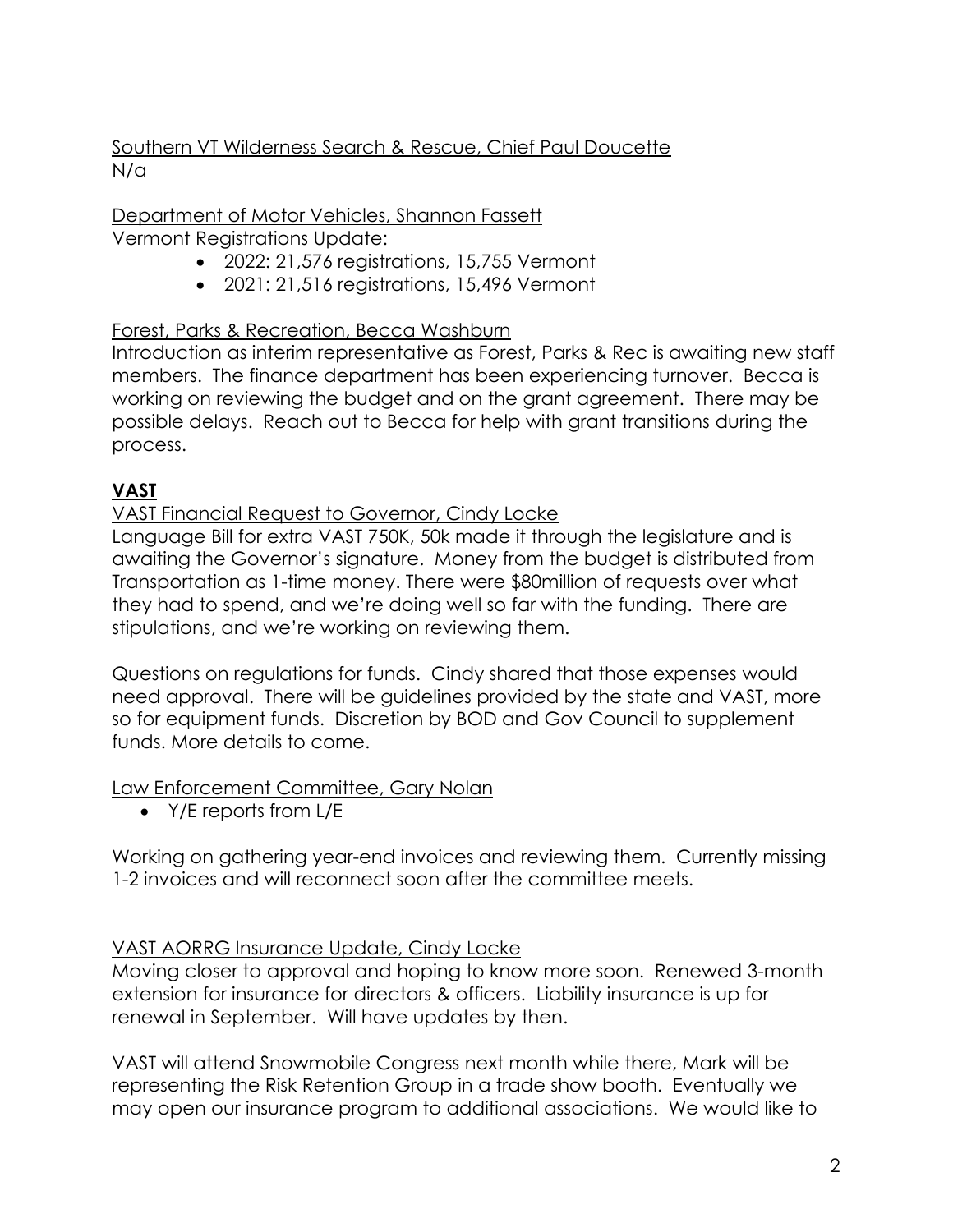Southern VT Wilderness Search & Rescue, Chief Paul Doucette
N/a

Department of Motor Vehicles, Shannon Fassett
Vermont Registrations Update:

- 2022: 21,576 registrations, 15,755 Vermont
- 2021: 21,516 registrations, 15,496 Vermont

Forest, Parks & Recreation, Becca Washburn
Introduction as interim representative as Forest, Parks & Rec is awaiting new staff members. The finance department has been experiencing turnover. Becca is working on reviewing the budget and on the grant agreement. There may be possible delays. Reach out to Becca for help with grant transitions during the process.

## VAST

VAST Financial Request to Governor, Cindy Locke
Language Bill for extra VAST 750K, 50k made it through the legislature and is awaiting the Governor's signature. Money from the budget is distributed from Transportation as 1-time money. There were $80million of requests over what they had to spend, and we're doing well so far with the funding. There are stipulations, and we're working on reviewing them.

Questions on regulations for funds. Cindy shared that those expenses would need approval. There will be guidelines provided by the state and VAST, more so for equipment funds. Discretion by BOD and Gov Council to supplement funds. More details to come.

Law Enforcement Committee, Gary Nolan

- Y/E reports from L/E

Working on gathering year-end invoices and reviewing them. Currently missing 1-2 invoices and will reconnect soon after the committee meets.

VAST AORRG Insurance Update, Cindy Locke
Moving closer to approval and hoping to know more soon. Renewed 3-month extension for insurance for directors & officers. Liability insurance is up for renewal in September. Will have updates by then.

VAST will attend Snowmobile Congress next month while there, Mark will be representing the Risk Retention Group in a trade show booth. Eventually we may open our insurance program to additional associations. We would like to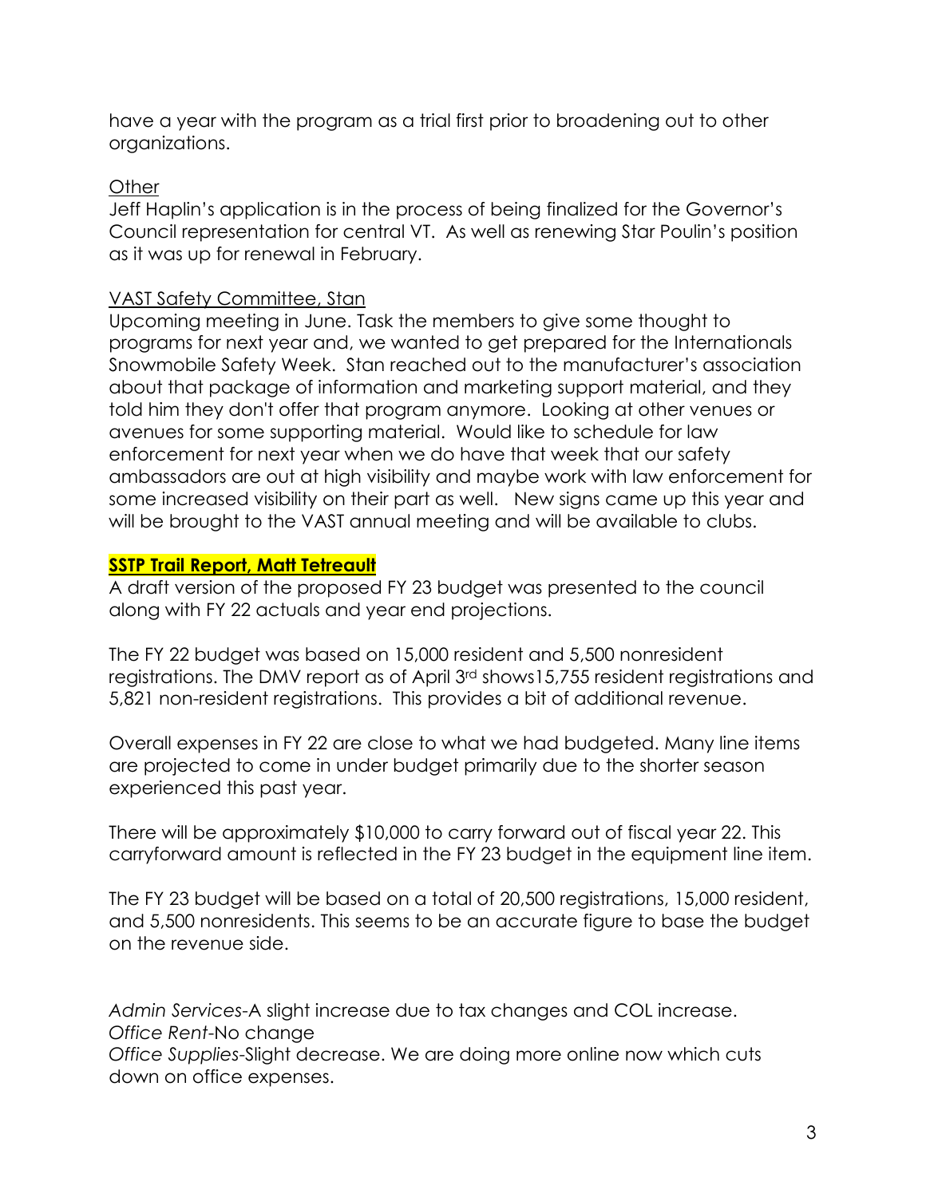have a year with the program as a trial first prior to broadening out to other organizations.

Other

Jeff Haplin's application is in the process of being finalized for the Governor's Council representation for central VT. As well as renewing Star Poulin's position as it was up for renewal in February.

VAST Safety Committee, Stan

Upcoming meeting in June. Task the members to give some thought to programs for next year and, we wanted to get prepared for the Internationals Snowmobile Safety Week. Stan reached out to the manufacturer's association about that package of information and marketing support material, and they told him they don't offer that program anymore. Looking at other venues or avenues for some supporting material. Would like to schedule for law enforcement for next year when we do have that week that our safety ambassadors are out at high visibility and maybe work with law enforcement for some increased visibility on their part as well. New signs came up this year and will be brought to the VAST annual meeting and will be available to clubs.

**SSTP Trail Report, Matt Tetreault**

A draft version of the proposed FY 23 budget was presented to the council along with FY 22 actuals and year end projections.

The FY 22 budget was based on 15,000 resident and 5,500 nonresident registrations. The DMV report as of April 3rd shows15,755 resident registrations and 5,821 non-resident registrations. This provides a bit of additional revenue.

Overall expenses in FY 22 are close to what we had budgeted. Many line items are projected to come in under budget primarily due to the shorter season experienced this past year.

There will be approximately $10,000 to carry forward out of fiscal year 22. This carryforward amount is reflected in the FY 23 budget in the equipment line item.

The FY 23 budget will be based on a total of 20,500 registrations, 15,000 resident, and 5,500 nonresidents. This seems to be an accurate figure to base the budget on the revenue side.

*Admin Services*-A slight increase due to tax changes and COL increase.
*Office Rent*-No change
*Office Supplies*-Slight decrease. We are doing more online now which cuts down on office expenses.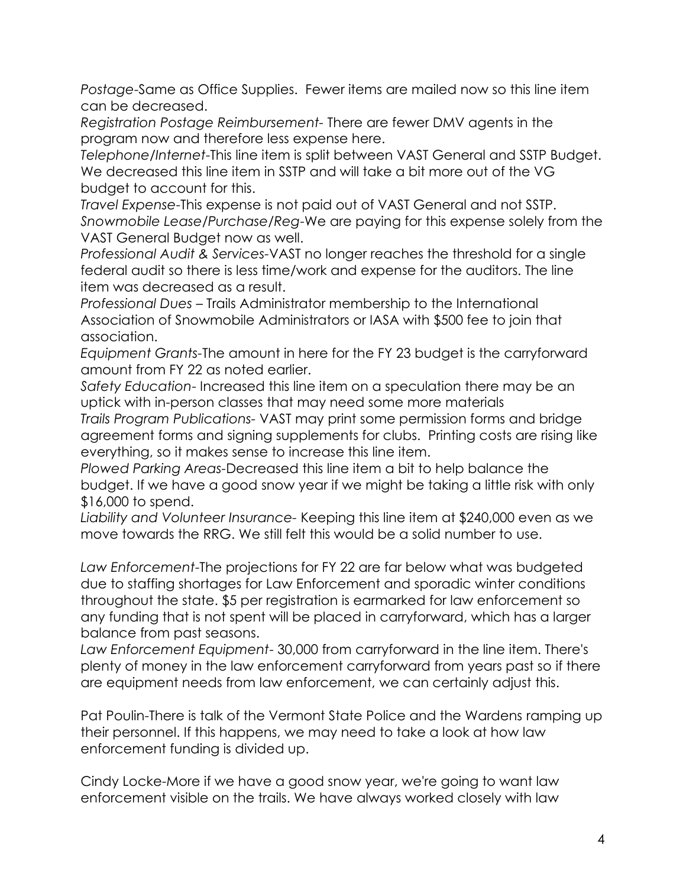*Postage*-Same as Office Supplies. Fewer items are mailed now so this line item can be decreased.

*Registration Postage Reimbursement*- There are fewer DMV agents in the program now and therefore less expense here.

*Telephone/Internet*-This line item is split between VAST General and SSTP Budget. We decreased this line item in SSTP and will take a bit more out of the VG budget to account for this.

*Travel Expense*-This expense is not paid out of VAST General and not SSTP.

*Snowmobile Lease/Purchase/Reg*-We are paying for this expense solely from the VAST General Budget now as well.

*Professional Audit & Services*-VAST no longer reaches the threshold for a single federal audit so there is less time/work and expense for the auditors. The line item was decreased as a result.

*Professional Dues* – Trails Administrator membership to the International Association of Snowmobile Administrators or IASA with $500 fee to join that association.

*Equipment Grants*-The amount in here for the FY 23 budget is the carryforward amount from FY 22 as noted earlier.

*Safety Education*- Increased this line item on a speculation there may be an uptick with in-person classes that may need some more materials

*Trails Program Publications*- VAST may print some permission forms and bridge agreement forms and signing supplements for clubs. Printing costs are rising like everything, so it makes sense to increase this line item.

*Plowed Parking Areas*-Decreased this line item a bit to help balance the budget. If we have a good snow year if we might be taking a little risk with only $16,000 to spend.

*Liability and Volunteer Insurance*- Keeping this line item at $240,000 even as we move towards the RRG. We still felt this would be a solid number to use.

*Law Enforcement*-The projections for FY 22 are far below what was budgeted due to staffing shortages for Law Enforcement and sporadic winter conditions throughout the state. $5 per registration is earmarked for law enforcement so any funding that is not spent will be placed in carryforward, which has a larger balance from past seasons.

*Law Enforcement Equipment*- 30,000 from carryforward in the line item. There's plenty of money in the law enforcement carryforward from years past so if there are equipment needs from law enforcement, we can certainly adjust this.

Pat Poulin-There is talk of the Vermont State Police and the Wardens ramping up their personnel. If this happens, we may need to take a look at how law enforcement funding is divided up.

Cindy Locke-More if we have a good snow year, we're going to want law enforcement visible on the trails. We have always worked closely with law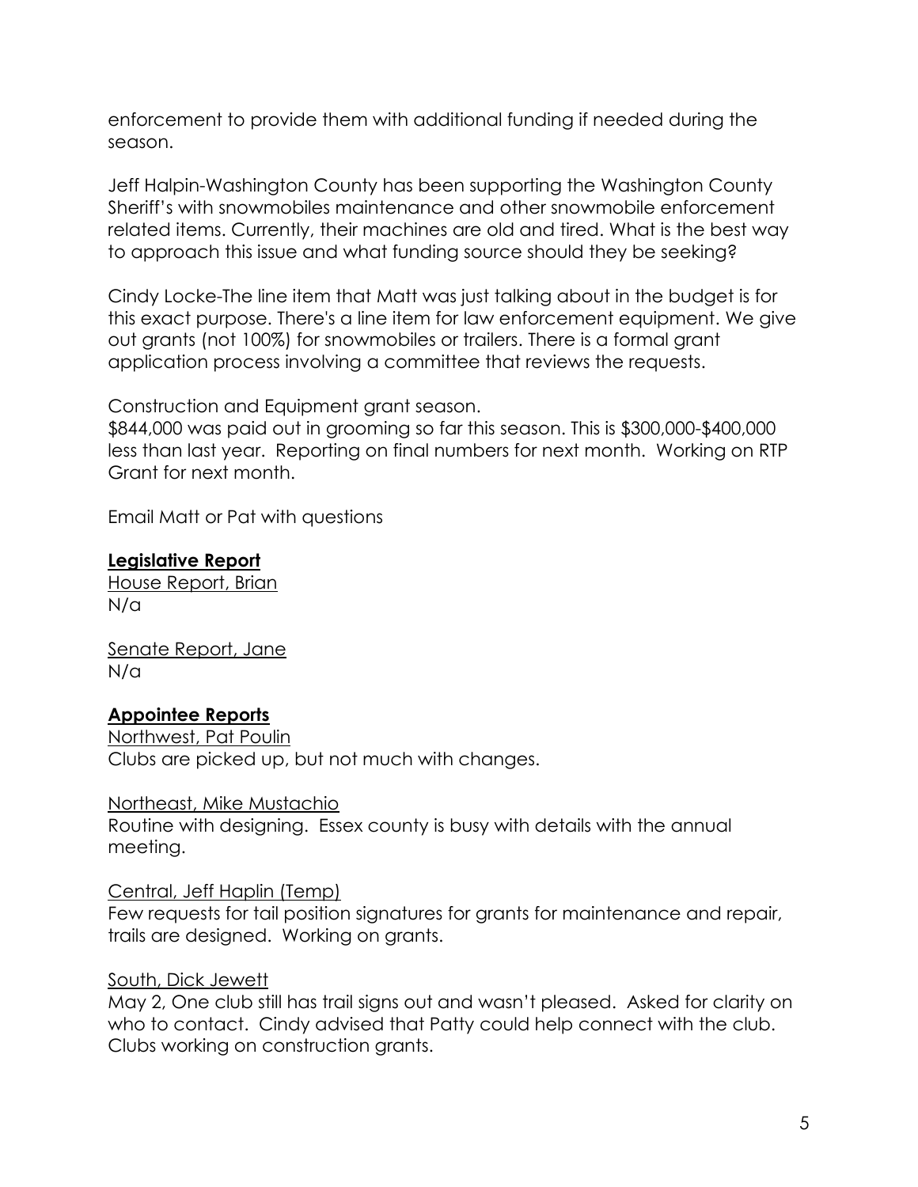enforcement to provide them with additional funding if needed during the season.

Jeff Halpin-Washington County has been supporting the Washington County Sheriff's with snowmobiles maintenance and other snowmobile enforcement related items. Currently, their machines are old and tired. What is the best way to approach this issue and what funding source should they be seeking?

Cindy Locke-The line item that Matt was just talking about in the budget is for this exact purpose. There's a line item for law enforcement equipment. We give out grants (not 100%) for snowmobiles or trailers. There is a formal grant application process involving a committee that reviews the requests.

Construction and Equipment grant season.
$844,000 was paid out in grooming so far this season. This is $300,000-$400,000 less than last year. Reporting on final numbers for next month. Working on RTP Grant for next month.

Email Matt or Pat with questions

**Legislative Report**

House Report, Brian
N/a

Senate Report, Jane
N/a

**Appointee Reports**

Northwest, Pat Poulin
Clubs are picked up, but not much with changes.

Northeast, Mike Mustachio
Routine with designing. Essex county is busy with details with the annual meeting.

Central, Jeff Haplin (Temp)
Few requests for tail position signatures for grants for maintenance and repair, trails are designed. Working on grants.

South, Dick Jewett
May 2, One club still has trail signs out and wasn't pleased. Asked for clarity on who to contact. Cindy advised that Patty could help connect with the club. Clubs working on construction grants.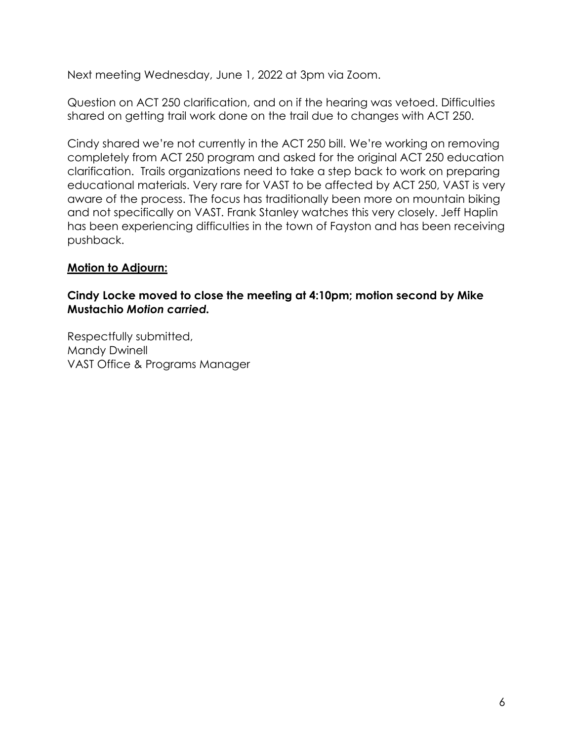Next meeting Wednesday, June 1, 2022 at 3pm via Zoom.

Question on ACT 250 clarification, and on if the hearing was vetoed. Difficulties shared on getting trail work done on the trail due to changes with ACT 250.

Cindy shared we're not currently in the ACT 250 bill. We're working on removing completely from ACT 250 program and asked for the original ACT 250 education clarification.  Trails organizations need to take a step back to work on preparing educational materials. Very rare for VAST to be affected by ACT 250, VAST is very aware of the process. The focus has traditionally been more on mountain biking and not specifically on VAST. Frank Stanley watches this very closely. Jeff Haplin has been experiencing difficulties in the town of Fayston and has been receiving pushback.

**<u>Motion to Adjourn:</u>**

**Cindy Locke moved to close the meeting at 4:10pm; motion second by Mike Mustachio *Motion carried.***

Respectfully submitted,
Mandy Dwinell
VAST Office & Programs Manager